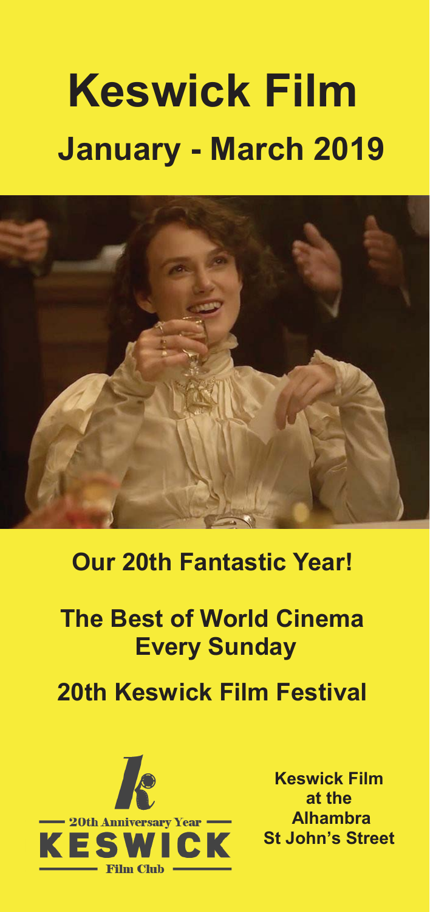# Keswick Film

## January - March 2019

## Our 20th Fantastic Year!

## The Best of World Cinema Every Sunday

## 20th Keswick Film Festival

20th Anniversary Year

KESWICK

Film Club

**Keswick Film at the Alhambra St John's Street**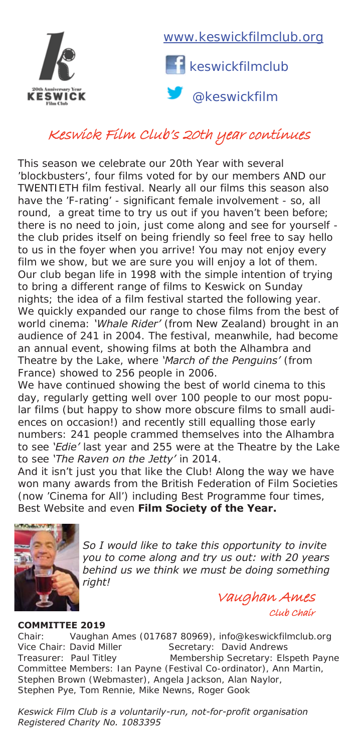www.keswickfilmclub.org

keswickfilmclub

@keswickfilm

# Keswick Film Club's 20th year continues

This season we celebrate our 20th Year with several 'blockbusters', four films voted for by our members AND our TWENTIETH film festival. Nearly all our films this season also have the 'F-rating' - significant female involvement - so, all round, a great time to try us out if you haven't been before; there is no need to join, just come along and see for yourself - the club prides itself on being friendly so feel free to say hello to us in the foyer when you arrive! You may not enjoy every film we show, but we are sure you will enjoy a lot of them.

Our club began life in 1998 with the simple intention of trying to bring a different range of films to Keswick on Sunday nights; the idea of a film festival started the following year. We quickly expanded our range to chose films from the best of world cinema: *'Whale Rider'* (from New Zealand) brought in an audience of 241 in 2004. The festival, meanwhile, had become an annual event, showing films at both the Alhambra and Theatre by the Lake, where *'March of the Penguins'* (from France) showed to 256 people in 2006.

We have continued showing the best of world cinema to this day, regularly getting well over 100 people to our most popular films (but happy to show more obscure films to small audiences on occasion!) and recently still equalling those early numbers: 241 people crammed themselves into the Alhambra to see *'Edie'* last year and 255 were at the Theatre by the Lake to see *'The Raven on the Jetty'* in 2014.

And it isn't just you that like the Club! Along the way we have won many awards from the British Federation of Film Societies (now 'Cinema for All') including Best Programme four times, Best Website and even **Film Society of the Year.**

*So I would like to take this opportunity to invite you to come along and try us out: with 20 years behind us we think we must be doing something right!*

Vaughan Ames
*Club Chair*

**COMMITTEE 2019**

Chair: Vaughan Ames (017687 80969), info@keswickfilmclub.org
Vice Chair: David Miller
Secretary: David Andrews
Treasurer: Paul Titley
Membership Secretary: Elspeth Payne
Committee Members: Ian Payne (Festival Co-ordinator), Ann Martin, Stephen Brown (Webmaster), Angela Jackson, Alan Naylor, Stephen Pye, Tom Rennie, Mike Newns, Roger Gook

*Keswick Film Club is a voluntarily-run, not-for-profit organisation*
*Registered Charity No. 1083395*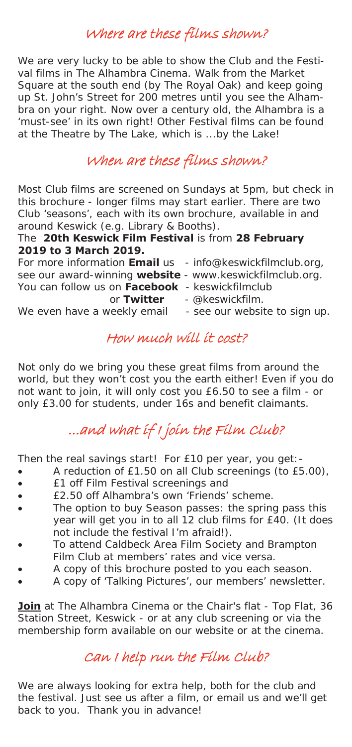## Where are these films shown?

We are very lucky to be able to show the Club and the Festival films in The Alhambra Cinema. Walk from the Market Square at the south end (by The Royal Oak) and keep going up St. John's Street for 200 metres until you see the Alhambra on your right. Now over a century old, the Alhambra is a 'must-see' in its own right! Other Festival films can be found at the Theatre by The Lake, which is ...by the Lake!

## When are these films shown?

Most Club films are screened on Sundays at 5pm, but check in this brochure - longer films may start earlier. There are two Club 'seasons', each with its own brochure, available in and around Keswick (e.g. Library & Booths).

The **20th Keswick Film Festival** is from **28 February 2019 to 3 March 2019.**

For more information **Email** us - info@keswickfilmclub.org,
see our award-winning **website** - www.keswickfilmclub.org.
You can follow us on **Facebook** - keswickfilmclub
or **Twitter** - @keswickfilm.
We even have a weekly email - see our website to sign up.

## How much will it cost?

Not only do we bring you these great films from around the world, but they won't cost you the earth either! Even if you do not want to join, it will only cost you £6.50 to see a film - or only £3.00 for students, under 16s and benefit claimants.

## ...and what if I join the Film Club?

Then the real savings start! For £10 per year, you get:-

- A reduction of £1.50 on all Club screenings (to £5.00),
- £1 off Film Festival screenings and
- £2.50 off Alhambra's own 'Friends' scheme.
- The option to buy Season passes: the spring pass this year will get you in to all 12 club films for £40. (It does not include the festival I'm afraid!).
- To attend Caldbeck Area Film Society and Brampton Film Club at members' rates and vice versa.
- A copy of this brochure posted to you each season.
- A copy of 'Talking Pictures', our members' newsletter.

**Join** at The Alhambra Cinema or the Chair's flat - Top Flat, 36 Station Street, Keswick - or at any club screening or via the membership form available on our website or at the cinema.

## Can I help run the Film Club?

We are always looking for extra help, both for the club and the festival. Just see us after a film, or email us and we'll get back to you. Thank you in advance!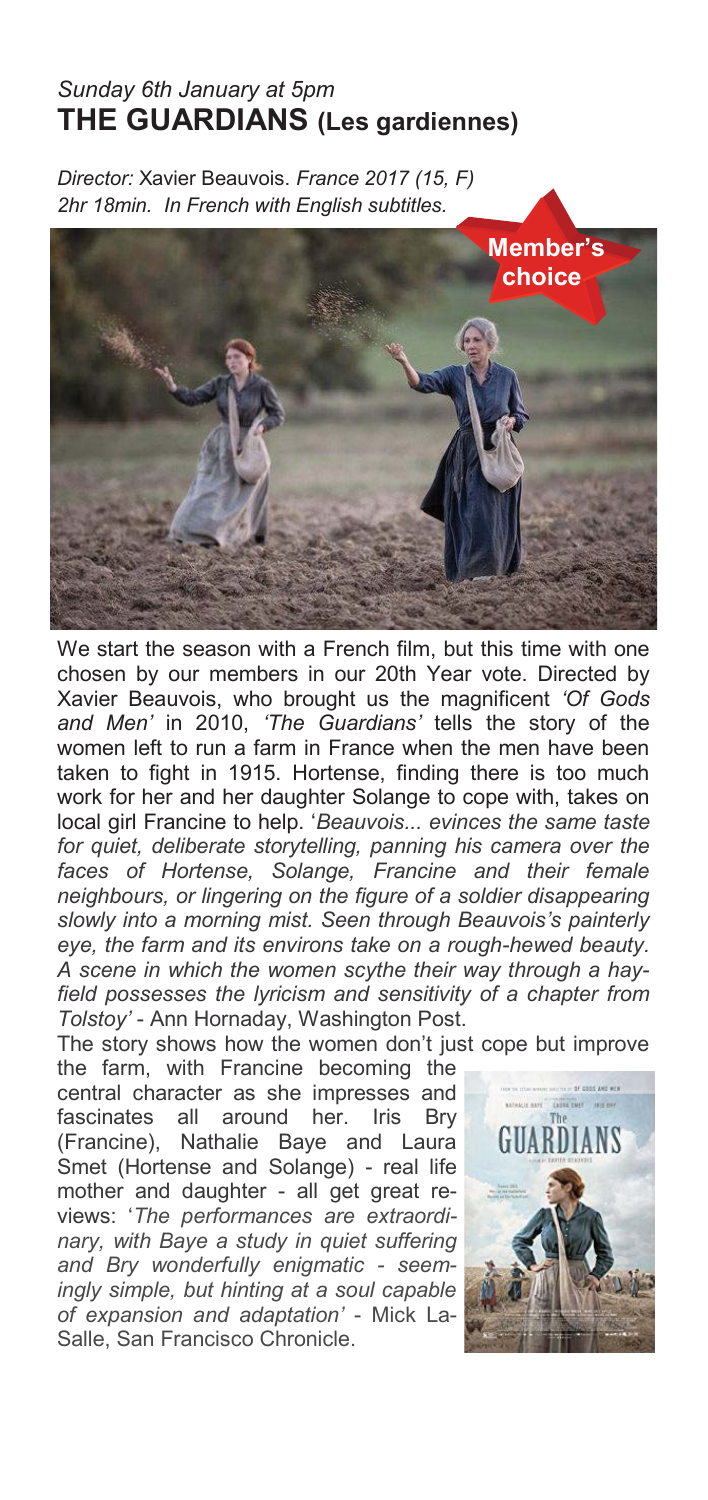*Sunday 6th January at 5pm*

## THE GUARDIANS (Les gardiennes)

*Director:* Xavier Beauvois. *France 2017 (15, F)*
*2hr 18min. In French with English subtitles.*

**Member's choice**

We start the season with a French film, but this time with one chosen by our members in our 20th Year vote. Directed by Xavier Beauvois, who brought us the magnificent *'Of Gods and Men'* in 2010, *'The Guardians'* tells the story of the women left to run a farm in France when the men have been taken to fight in 1915. Hortense, finding there is too much work for her and her daughter Solange to cope with, takes on local girl Francine to help. '*Beauvois... evinces the same taste for quiet, deliberate storytelling, panning his camera over the faces of Hortense, Solange, Francine and their female neighbours, or lingering on the figure of a soldier disappearing slowly into a morning mist. Seen through Beauvois's painterly eye, the farm and its environs take on a rough-hewed beauty. A scene in which the women scythe their way through a hay-field possesses the lyricism and sensitivity of a chapter from Tolstoy'* - Ann Hornaday, Washington Post.

The story shows how the women don't just cope but improve the farm, with Francine becoming the central character as she impresses and fascinates all around her. Iris Bry (Francine), Nathalie Baye and Laura Smet (Hortense and Solange) - real life mother and daughter - all get great reviews: '*The performances are extraordinary, with Baye a study in quiet suffering and Bry wonderfully enigmatic - seemingly simple, but hinting at a soul capable of expansion and adaptation'* - Mick LaSalle, San Francisco Chronicle.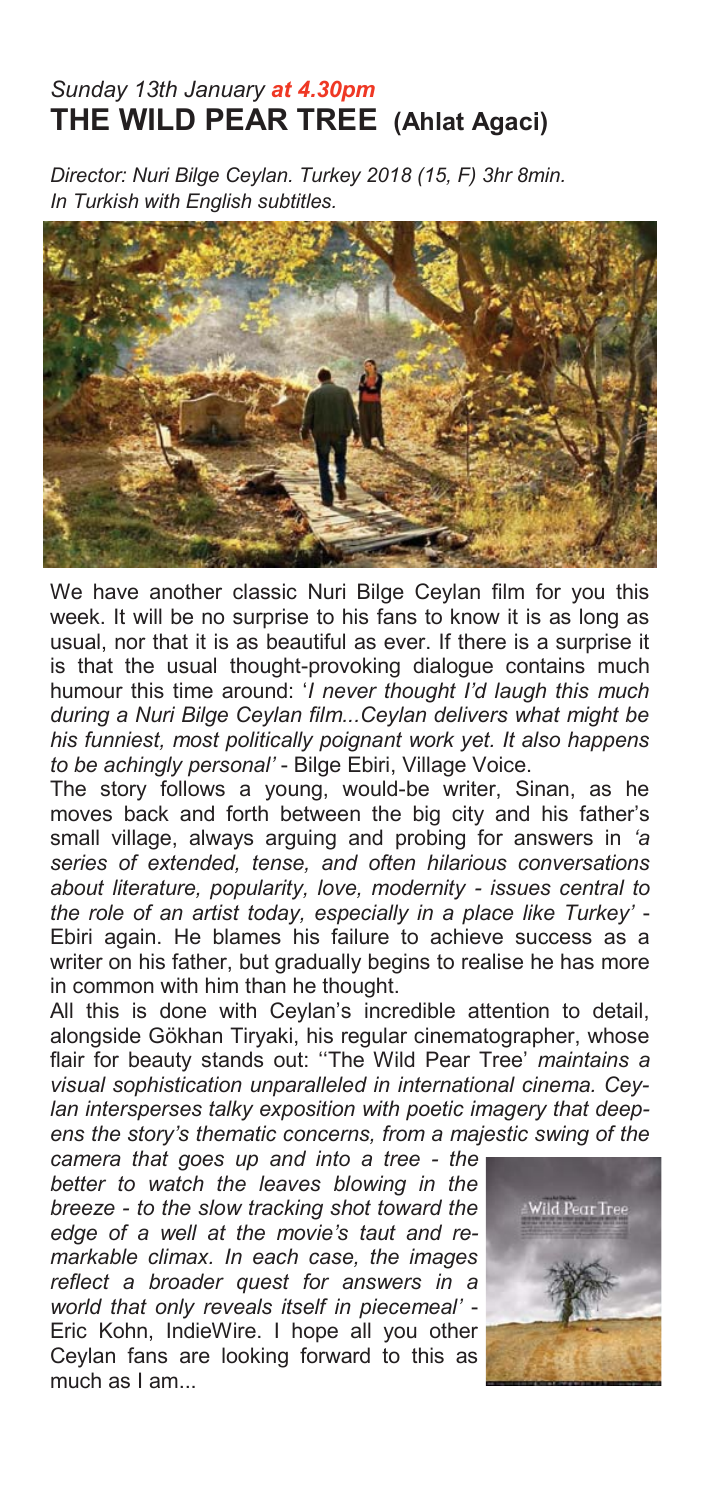*Sunday 13th January* ***at 4.30pm***

## THE WILD PEAR TREE (Ahlat Agaci)

*Director: Nuri Bilge Ceylan. Turkey 2018 (15, F) 3hr 8min. In Turkish with English subtitles.*

We have another classic Nuri Bilge Ceylan film for you this week. It will be no surprise to his fans to know it is as long as usual, nor that it is as beautiful as ever. If there is a surprise it is that the usual thought-provoking dialogue contains much humour this time around: '*I never thought I'd laugh this much during a Nuri Bilge Ceylan film...Ceylan delivers what might be his funniest, most politically poignant work yet. It also happens to be achingly personal'* - Bilge Ebiri, Village Voice.

The story follows a young, would-be writer, Sinan, as he moves back and forth between the big city and his father's small village, always arguing and probing for answers in *'a series of extended, tense, and often hilarious conversations about literature, popularity, love, modernity - issues central to the role of an artist today, especially in a place like Turkey'* - Ebiri again. He blames his failure to achieve success as a writer on his father, but gradually begins to realise he has more in common with him than he thought.

All this is done with Ceylan's incredible attention to detail, alongside Gökhan Tiryaki, his regular cinematographer, whose flair for beauty stands out: *''The Wild Pear Tree' maintains a visual sophistication unparalleled in international cinema. Ceylan intersperses talky exposition with poetic imagery that deepens the story's thematic concerns, from a majestic swing of the camera that goes up and into a tree - the better to watch the leaves blowing in the breeze - to the slow tracking shot toward the edge of a well at the movie's taut and remarkable climax. In each case, the images reflect a broader quest for answers in a world that only reveals itself in piecemeal'* - Eric Kohn, IndieWire. I hope all you other Ceylan fans are looking forward to this as much as I am...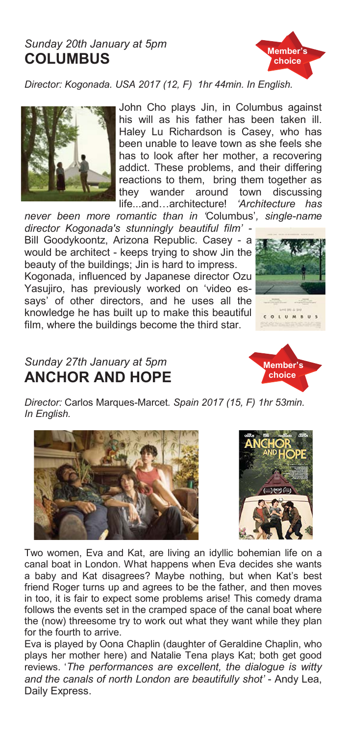*Sunday 20th January at 5pm*

## COLUMBUS

**Member's choice**

*Director: Kogonada. USA 2017 (12, F) 1hr 44min. In English.*

John Cho plays Jin, in Columbus against his will as his father has been taken ill. Haley Lu Richardson is Casey, who has been unable to leave town as she feels she has to look after her mother, a recovering addict. These problems, and their differing reactions to them, bring them together as they wander around town discussing life...and…architecture! *'Architecture has never been more romantic than in '*Columbus*', single-name director Kogonada's stunningly beautiful film'* - Bill Goodykoontz, Arizona Republic. Casey - a would be architect - keeps trying to show Jin the beauty of the buildings; Jin is hard to impress.

Kogonada, influenced by Japanese director Ozu Yasujiro, has previously worked on 'video essays' of other directors, and he uses all the knowledge he has built up to make this beautiful film, where the buildings become the third star.

*Sunday 27th January at 5pm*

## ANCHOR AND HOPE

**Member's choice**

*Director:* Carlos Marques-Marcet*. Spain 2017 (15, F) 1hr 53min. In English.*

Two women, Eva and Kat, are living an idyllic bohemian life on a canal boat in London. What happens when Eva decides she wants a baby and Kat disagrees? Maybe nothing, but when Kat's best friend Roger turns up and agrees to be the father, and then moves in too, it is fair to expect some problems arise! This comedy drama follows the events set in the cramped space of the canal boat where the (now) threesome try to work out what they want while they plan for the fourth to arrive.

Eva is played by Oona Chaplin (daughter of Geraldine Chaplin, who plays her mother here) and Natalie Tena plays Kat; both get good reviews. '*The performances are excellent, the dialogue is witty and the canals of north London are beautifully shot'* - Andy Lea, Daily Express.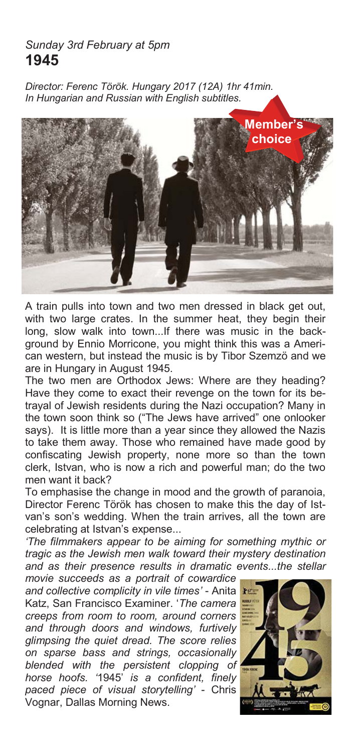*Sunday 3rd February at 5pm*

# 1945

*Director: Ferenc Török. Hungary 2017 (12A) 1hr 41min.*
*In Hungarian and Russian with English subtitles.*

**Member's choice**

A train pulls into town and two men dressed in black get out, with two large crates. In the summer heat, they begin their long, slow walk into town...If there was music in the background by Ennio Morricone, you might think this was a American western, but instead the music is by Tibor Szemzö and we are in Hungary in August 1945.

The two men are Orthodox Jews: Where are they heading? Have they come to exact their revenge on the town for its betrayal of Jewish residents during the Nazi occupation? Many in the town soon think so ("The Jews have arrived" one onlooker says). It is little more than a year since they allowed the Nazis to take them away. Those who remained have made good by confiscating Jewish property, none more so than the town clerk, Istvan, who is now a rich and powerful man; do the two men want it back?

To emphasise the change in mood and the growth of paranoia, Director Ferenc Török has chosen to make this the day of Istvan's son's wedding. When the train arrives, all the town are celebrating at Istvan's expense...

*'The filmmakers appear to be aiming for something mythic or tragic as the Jewish men walk toward their mystery destination and as their presence results in dramatic events...the stellar movie succeeds as a portrait of cowardice and collective complicity in vile times'* - Anita Katz, San Francisco Examiner. '*The camera creeps from room to room, around corners and through doors and windows, furtively glimpsing the quiet dread. The score relies on sparse bass and strings, occasionally blended with the persistent clopping of horse hoofs.* '1945' *is a confident, finely paced piece of visual storytelling'* - Chris Vognar, Dallas Morning News.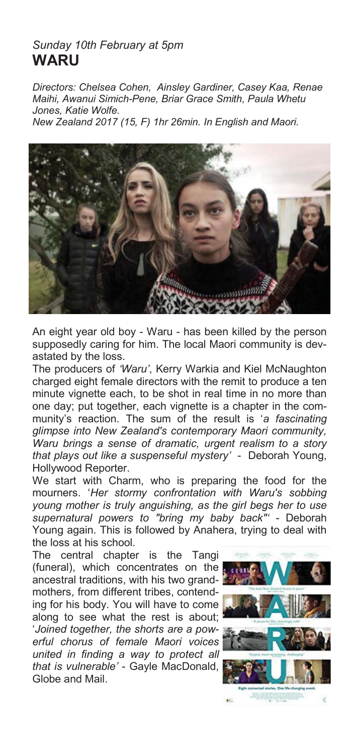*Sunday 10th February at 5pm*

# WARU

*Directors: Chelsea Cohen, Ainsley Gardiner, Casey Kaa, Renae Maihi, Awanui Simich-Pene, Briar Grace Smith, Paula Whetu Jones, Katie Wolfe.*
*New Zealand 2017 (15, F) 1hr 26min. In English and Maori.*

An eight year old boy - Waru - has been killed by the person supposedly caring for him. The local Maori community is devastated by the loss.

The producers of *'Waru'*, Kerry Warkia and Kiel McNaughton charged eight female directors with the remit to produce a ten minute vignette each, to be shot in real time in no more than one day; put together, each vignette is a chapter in the community's reaction. The sum of the result is '*a fascinating glimpse into New Zealand's contemporary Maori community, Waru brings a sense of dramatic, urgent realism to a story that plays out like a suspenseful mystery'* - Deborah Young, Hollywood Reporter.

We start with Charm, who is preparing the food for the mourners. '*Her stormy confrontation with Waru's sobbing young mother is truly anguishing, as the girl begs her to use supernatural powers to "bring my baby back"'* - Deborah Young again. This is followed by Anahera, trying to deal with the loss at his school.

The central chapter is the Tangi (funeral), which concentrates on the ancestral traditions, with his two grandmothers, from different tribes, contending for his body. You will have to come along to see what the rest is about; '*Joined together, the shorts are a powerful chorus of female Maori voices united in finding a way to protect all that is vulnerable'* - Gayle MacDonald, Globe and Mail.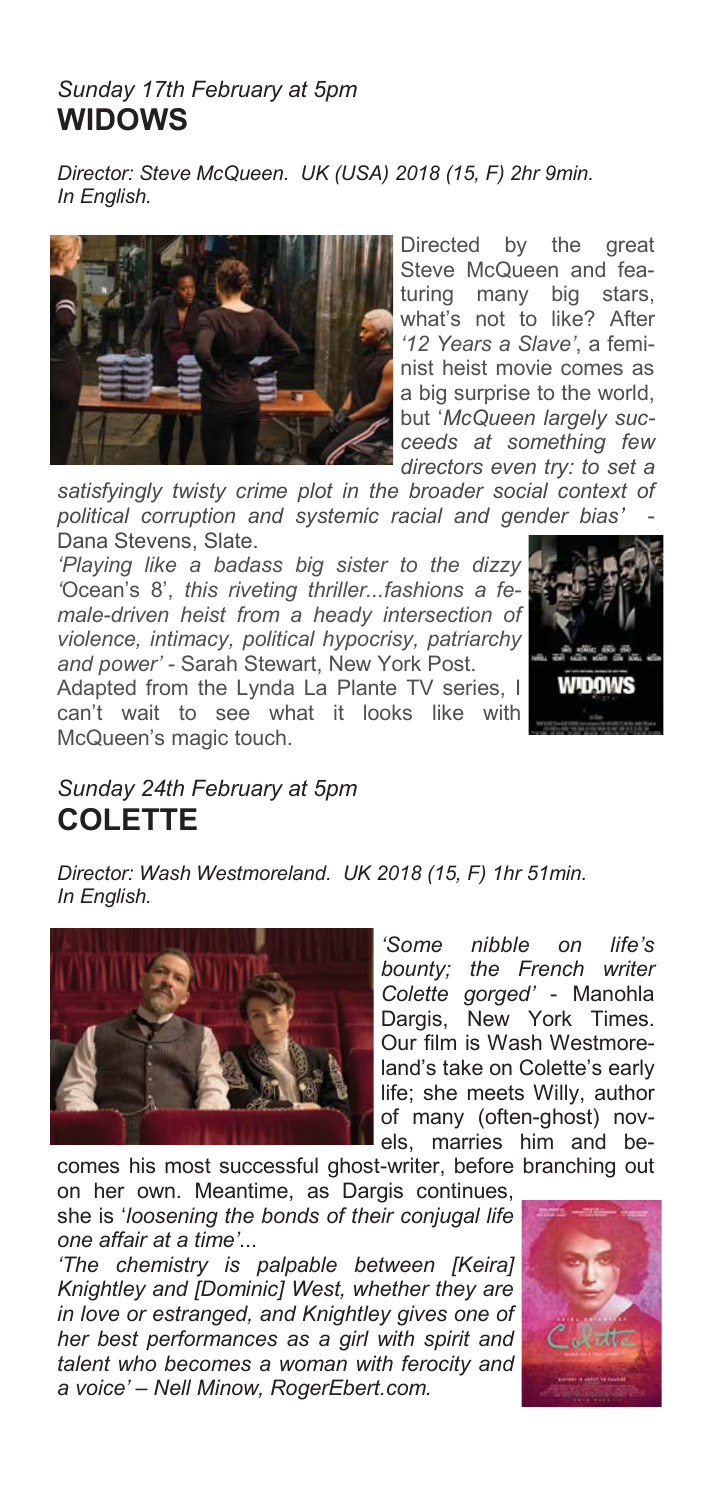*Sunday 17th February at 5pm*

## WIDOWS

*Director: Steve McQueen. UK (USA) 2018 (15, F) 2hr 9min. In English.*

Directed by the great Steve McQueen and featuring many big stars, what's not to like? After *'12 Years a Slave'*, a feminist heist movie comes as a big surprise to the world, but '*McQueen largely succeeds at something few directors even try: to set a satisfyingly twisty crime plot in the broader social context of political corruption and systemic racial and gender bias'* - Dana Stevens, Slate.

*'Playing like a badass big sister to the dizzy '*Ocean's 8', *this riveting thriller...fashions a female-driven heist from a heady intersection of violence, intimacy, political hypocrisy, patriarchy and power'* - Sarah Stewart, New York Post.

Adapted from the Lynda La Plante TV series, I can't wait to see what it looks like with McQueen's magic touch.

*Sunday 24th February at 5pm*

## COLETTE

*Director: Wash Westmoreland. UK 2018 (15, F) 1hr 51min. In English.*

*'Some nibble on life's bounty; the French writer Colette gorged'* - Manohla Dargis, New York Times. Our film is Wash Westmoreland's take on Colette's early life; she meets Willy, author of many (often-ghost) novels, marries him and becomes his most successful ghost-writer, before branching out on her own. Meantime, as Dargis continues, she is '*loosening the bonds of their conjugal life one affair at a time'*...

*'The chemistry is palpable between [Keira] Knightley and [Dominic] West, whether they are in love or estranged, and Knightley gives one of her best performances as a girl with spirit and talent who becomes a woman with ferocity and a voice' – Nell Minow, RogerEbert.com.*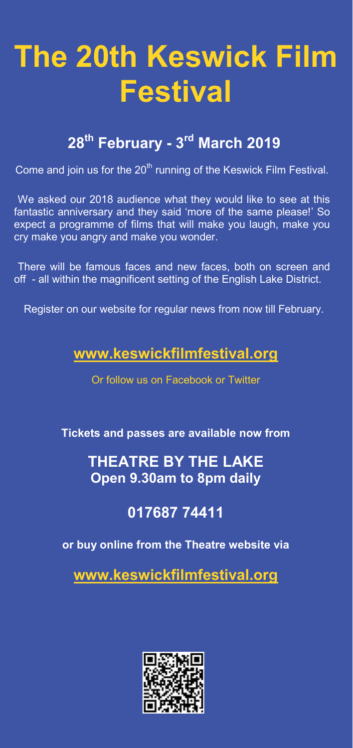# The 20th Keswick Film Festival

## 28th February - 3rd March 2019

Come and join us for the 20th running of the Keswick Film Festival.

We asked our 2018 audience what they would like to see at this fantastic anniversary and they said 'more of the same please!' So expect a programme of films that will make you laugh, make you cry make you angry and make you wonder.

There will be famous faces and new faces, both on screen and off - all within the magnificent setting of the English Lake District.

Register on our website for regular news from now till February.

### www.keswickfilmfestival.org

Or follow us on Facebook or Twitter

**Tickets and passes are available now from**

## THEATRE BY THE LAKE
**Open 9.30am to 8pm daily**

## 017687 74411

**or buy online from the Theatre website via**

### www.keswickfilmfestival.org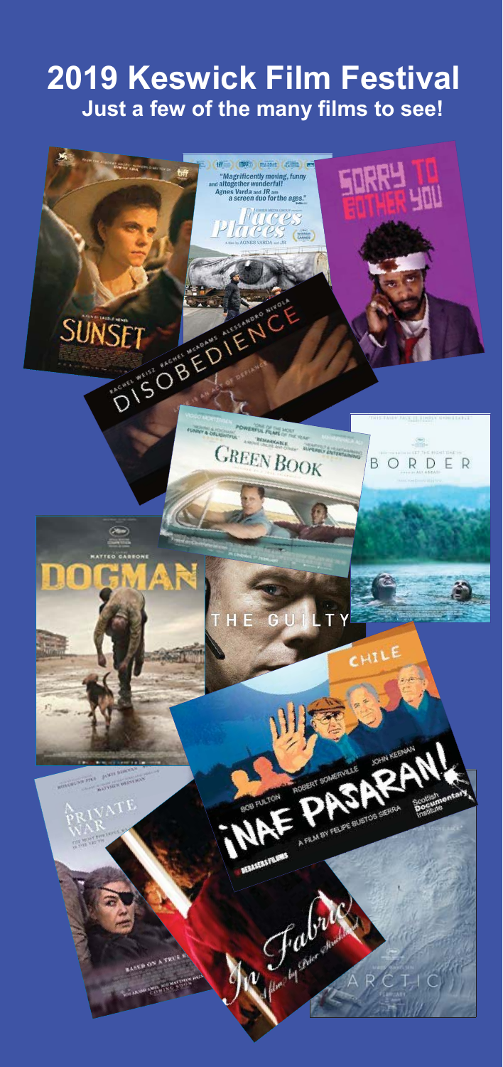# 2019 Keswick Film Festival

## Just a few of the many films to see!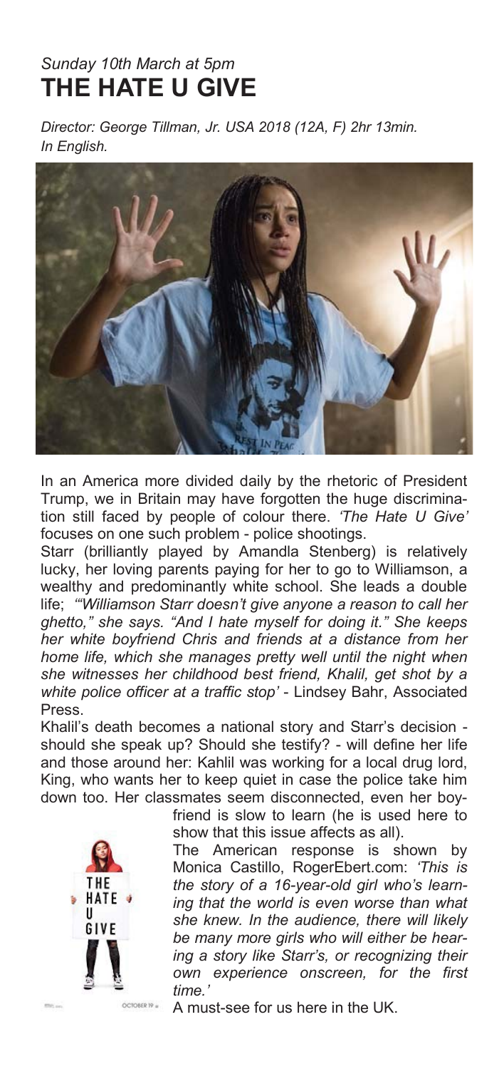*Sunday 10th March at 5pm*

# THE HATE U GIVE

*Director: George Tillman, Jr. USA 2018 (12A, F) 2hr 13min.*
*In English.*

In an America more divided daily by the rhetoric of President Trump, we in Britain may have forgotten the huge discrimination still faced by people of colour there. *'The Hate U Give'* focuses on one such problem - police shootings.

Starr (brilliantly played by Amandla Stenberg) is relatively lucky, her loving parents paying for her to go to Williamson, a wealthy and predominantly white school. She leads a double life; *'"Williamson Starr doesn't give anyone a reason to call her ghetto," she says. "And I hate myself for doing it." She keeps her white boyfriend Chris and friends at a distance from her home life, which she manages pretty well until the night when she witnesses her childhood best friend, Khalil, get shot by a white police officer at a traffic stop'* - Lindsey Bahr, Associated Press.

Khalil's death becomes a national story and Starr's decision - should she speak up? Should she testify? - will define her life and those around her: Kahlil was working for a local drug lord, King, who wants her to keep quiet in case the police take him down too. Her classmates seem disconnected, even her boyfriend is slow to learn (he is used here to show that this issue affects as all).

The American response is shown by Monica Castillo, RogerEbert.com: *'This is the story of a 16-year-old girl who's learning that the world is even worse than what she knew. In the audience, there will likely be many more girls who will either be hearing a story like Starr's, or recognizing their own experience onscreen, for the first time.'*

A must-see for us here in the UK.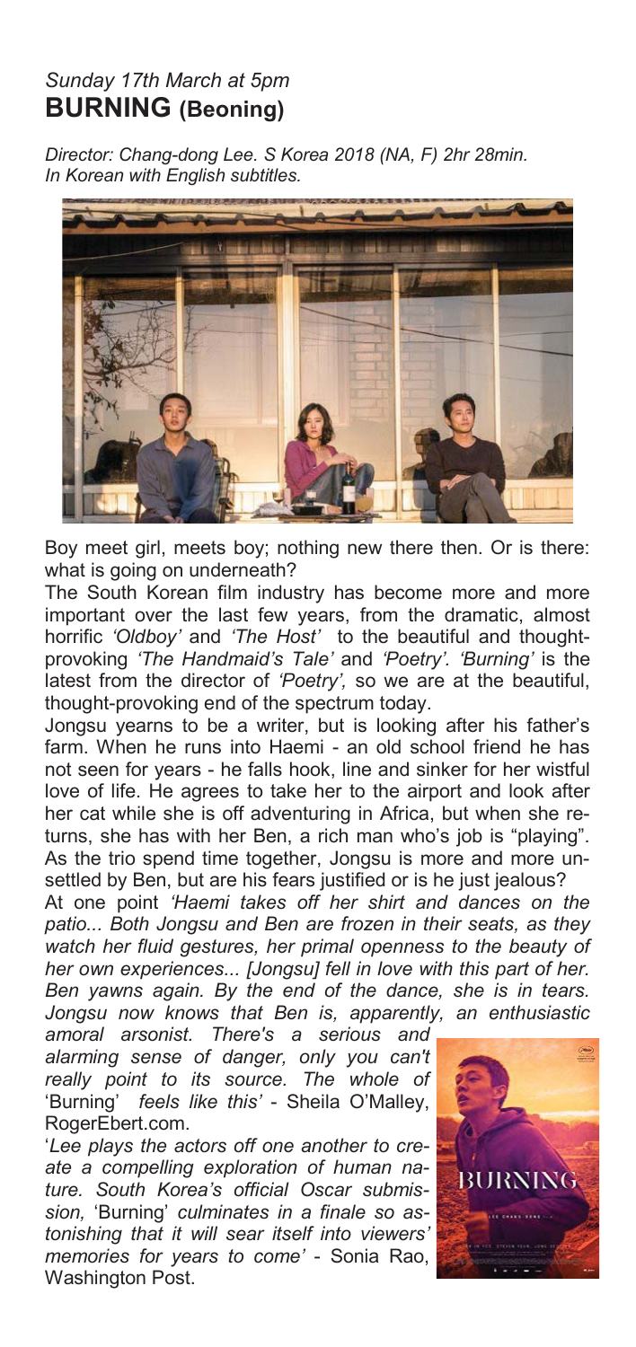*Sunday 17th March at 5pm*

## BURNING (Beoning)

*Director: Chang-dong Lee. S Korea 2018 (NA, F) 2hr 28min.*
*In Korean with English subtitles.*

Boy meet girl, meets boy; nothing new there then. Or is there: what is going on underneath?

The South Korean film industry has become more and more important over the last few years, from the dramatic, almost horrific *'Oldboy'* and *'The Host'* to the beautiful and thought-provoking *'The Handmaid's Tale'* and *'Poetry'. 'Burning'* is the latest from the director of *'Poetry',* so we are at the beautiful, thought-provoking end of the spectrum today.

Jongsu yearns to be a writer, but is looking after his father's farm. When he runs into Haemi - an old school friend he has not seen for years - he falls hook, line and sinker for her wistful love of life. He agrees to take her to the airport and look after her cat while she is off adventuring in Africa, but when she returns, she has with her Ben, a rich man who's job is "playing". As the trio spend time together, Jongsu is more and more unsettled by Ben, but are his fears justified or is he just jealous?

At one point *'Haemi takes off her shirt and dances on the patio... Both Jongsu and Ben are frozen in their seats, as they watch her fluid gestures, her primal openness to the beauty of her own experiences... [Jongsu] fell in love with this part of her. Ben yawns again. By the end of the dance, she is in tears. Jongsu now knows that Ben is, apparently, an enthusiastic amoral arsonist. There's a serious and alarming sense of danger, only you can't really point to its source. The whole of* 'Burning' *feels like this'* - Sheila O'Malley, RogerEbert.com.

'*Lee plays the actors off one another to create a compelling exploration of human nature. South Korea's official Oscar submission,* 'Burning' *culminates in a finale so astonishing that it will sear itself into viewers' memories for years to come'* - Sonia Rao, Washington Post.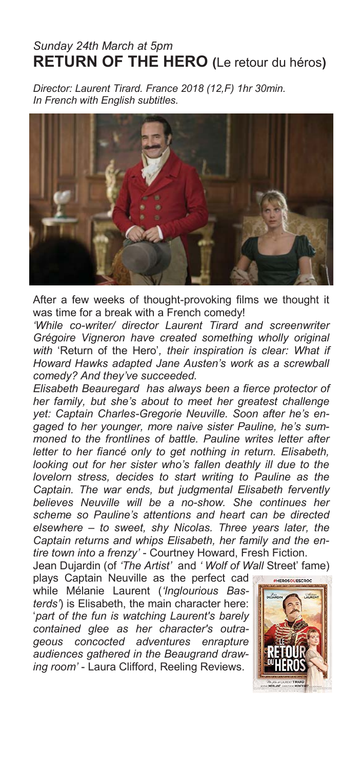*Sunday 24th March at 5pm*

## RETURN OF THE HERO (Le retour du héros)

*Director: Laurent Tirard. France 2018 (12,F) 1hr 30min.*
*In French with English subtitles.*

After a few weeks of thought-provoking films we thought it was time for a break with a French comedy!

*'While co-writer/ director Laurent Tirard and screenwriter Grégoire Vigneron have created something wholly original with* 'Return of the Hero'*, their inspiration is clear: What if Howard Hawks adapted Jane Austen's work as a screwball comedy? And they've succeeded.*

*Elisabeth Beauregard has always been a fierce protector of her family, but she's about to meet her greatest challenge yet: Captain Charles-Gregorie Neuville. Soon after he's engaged to her younger, more naive sister Pauline, he's summoned to the frontlines of battle. Pauline writes letter after letter to her fiancé only to get nothing in return. Elisabeth, looking out for her sister who's fallen deathly ill due to the lovelorn stress, decides to start writing to Pauline as the Captain. The war ends, but judgmental Elisabeth fervently believes Neuville will be a no-show. She continues her scheme so Pauline's attentions and heart can be directed elsewhere – to sweet, shy Nicolas. Three years later, the Captain returns and whips Elisabeth, her family and the entire town into a frenzy'* - Courtney Howard, Fresh Fiction.

Jean Dujardin (of *'The Artist'* and *'Wolf of Wall* Street' fame) plays Captain Neuville as the perfect cad while Mélanie Laurent (*'Inglourious Basterds'*) is Elisabeth, the main character here: '*part of the fun is watching Laurent's barely contained glee as her character's outrageous concocted adventures enrapture audiences gathered in the Beaugrand drawing room'* - Laura Clifford, Reeling Reviews.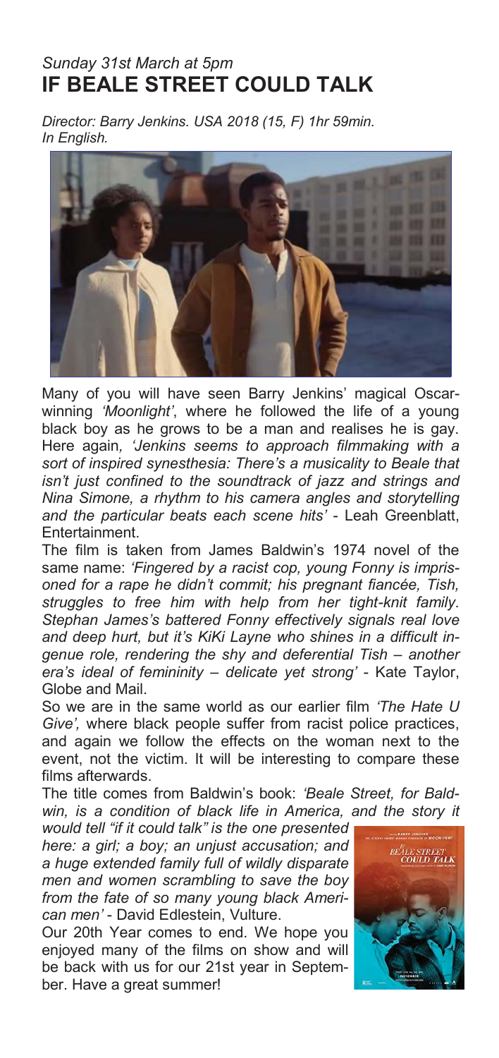*Sunday 31st March at 5pm*

# IF BEALE STREET COULD TALK

*Director: Barry Jenkins. USA 2018 (15, F) 1hr 59min. In English.*

Many of you will have seen Barry Jenkins' magical Oscar-winning *'Moonlight'*, where he followed the life of a young black boy as he grows to be a man and realises he is gay. Here again, *'Jenkins seems to approach filmmaking with a sort of inspired synesthesia: There's a musicality to Beale that isn't just confined to the soundtrack of jazz and strings and Nina Simone, a rhythm to his camera angles and storytelling and the particular beats each scene hits'* - Leah Greenblatt, Entertainment.

The film is taken from James Baldwin's 1974 novel of the same name: *'Fingered by a racist cop, young Fonny is imprisoned for a rape he didn't commit; his pregnant fiancée, Tish, struggles to free him with help from her tight-knit family. Stephan James's battered Fonny effectively signals real love and deep hurt, but it's KiKi Layne who shines in a difficult ingenue role, rendering the shy and deferential Tish – another era's ideal of femininity – delicate yet strong'* - Kate Taylor, Globe and Mail.

So we are in the same world as our earlier film *'The Hate U Give',* where black people suffer from racist police practices, and again we follow the effects on the woman next to the event, not the victim. It will be interesting to compare these films afterwards.

The title comes from Baldwin's book: *'Beale Street, for Baldwin, is a condition of black life in America, and the story it would tell "if it could talk" is the one presented here: a girl; a boy; an unjust accusation; and a huge extended family full of wildly disparate men and women scrambling to save the boy from the fate of so many young black American men'* - David Edlestein, Vulture.

Our 20th Year comes to end. We hope you enjoyed many of the films on show and will be back with us for our 21st year in September. Have a great summer!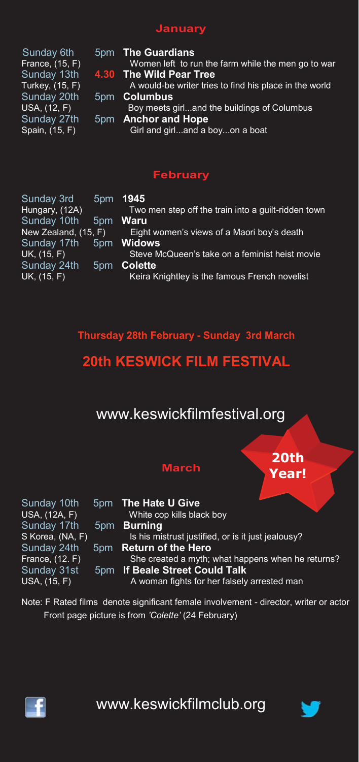## January

Sunday 6th 5pm **The Guardians**
France, (15, F) Women left to run the farm while the men go to war

Sunday 13th **4.30 The Wild Pear Tree**
Turkey, (15, F) A would-be writer tries to find his place in the world

Sunday 20th 5pm **Columbus**
USA, (12, F) Boy meets girl...and the buildings of Columbus

Sunday 27th 5pm **Anchor and Hope**
Spain, (15, F) Girl and girl...and a boy...on a boat

## February

Sunday 3rd 5pm **1945**
Hungary, (12A) Two men step off the train into a guilt-ridden town

Sunday 10th 5pm **Waru**
New Zealand, (15, F) Eight women's views of a Maori boy's death

Sunday 17th 5pm **Widows**
UK, (15, F) Steve McQueen's take on a feminist heist movie

Sunday 24th 5pm **Colette**
UK, (15, F) Keira Knightley is the famous French novelist

**Thursday 28th February - Sunday 3rd March**

## 20th KESWICK FILM FESTIVAL

www.keswickfilmfestival.org

**20th Year!**

## March

Sunday 10th 5pm **The Hate U Give**
USA, (12A, F) White cop kills black boy

Sunday 17th 5pm **Burning**
S Korea, (NA, F) Is his mistrust justified, or is it just jealousy?

Sunday 24th 5pm **Return of the Hero**
France, (12. F) She created a myth; what happens when he returns?

Sunday 31st 5pm **If Beale Street Could Talk**
USA, (15, F) A woman fights for her falsely arrested man

Note: F Rated films denote significant female involvement - director, writer or actor
Front page picture is from *'Colette'* (24 February)

www.keswickfilmclub.org